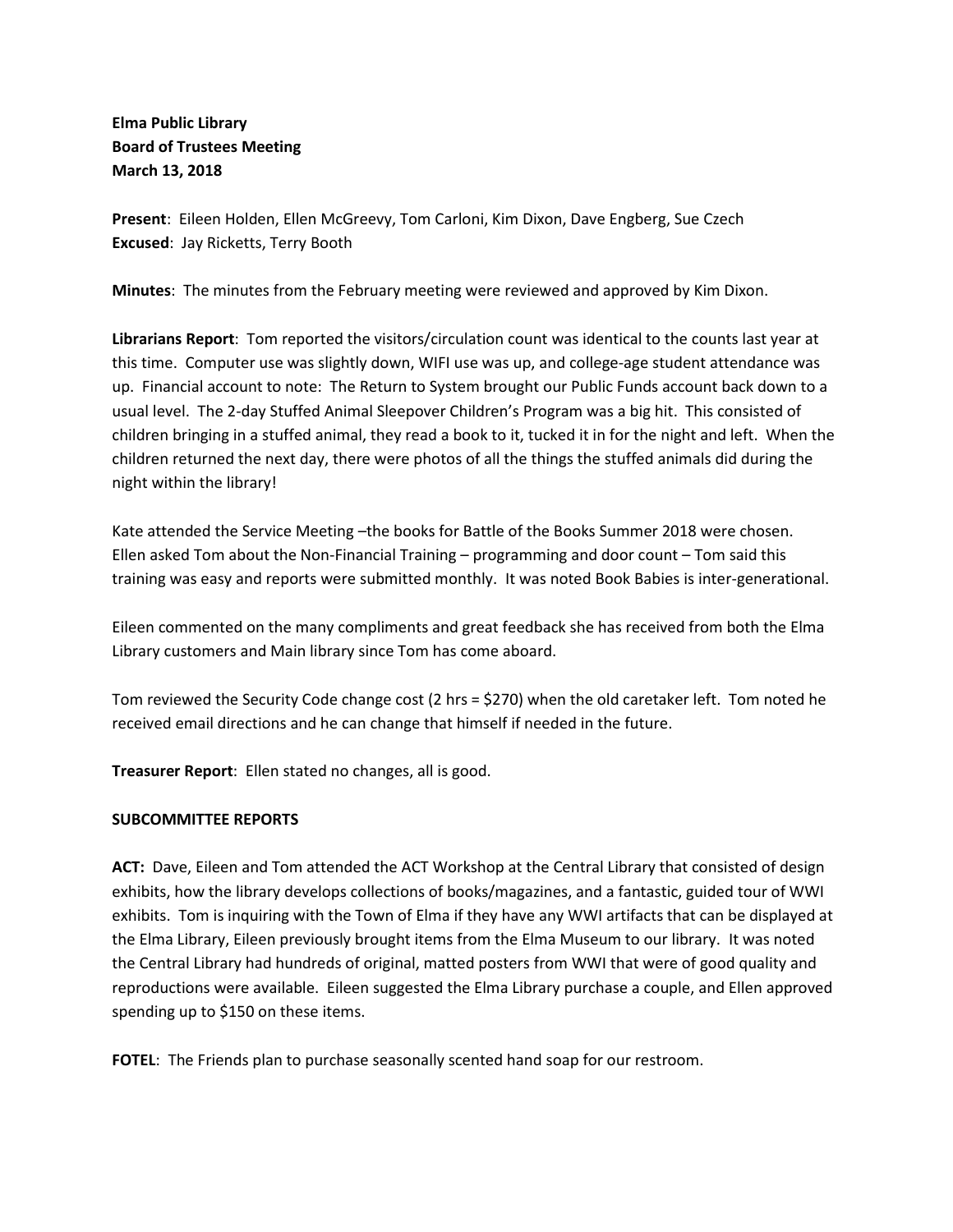**Elma Public Library**
**Board of Trustees Meeting**
**March 13, 2018**

**Present**: Eileen Holden, Ellen McGreevy, Tom Carloni, Kim Dixon, Dave Engberg, Sue Czech
**Excused**: Jay Ricketts, Terry Booth

**Minutes**: The minutes from the February meeting were reviewed and approved by Kim Dixon.

**Librarians Report**: Tom reported the visitors/circulation count was identical to the counts last year at this time. Computer use was slightly down, WIFI use was up, and college-age student attendance was up. Financial account to note: The Return to System brought our Public Funds account back down to a usual level. The 2-day Stuffed Animal Sleepover Children's Program was a big hit. This consisted of children bringing in a stuffed animal, they read a book to it, tucked it in for the night and left. When the children returned the next day, there were photos of all the things the stuffed animals did during the night within the library!

Kate attended the Service Meeting –the books for Battle of the Books Summer 2018 were chosen. Ellen asked Tom about the Non-Financial Training – programming and door count – Tom said this training was easy and reports were submitted monthly. It was noted Book Babies is inter-generational.

Eileen commented on the many compliments and great feedback she has received from both the Elma Library customers and Main library since Tom has come aboard.

Tom reviewed the Security Code change cost (2 hrs = $270) when the old caretaker left. Tom noted he received email directions and he can change that himself if needed in the future.

**Treasurer Report**: Ellen stated no changes, all is good.

**SUBCOMMITTEE REPORTS**

**ACT:** Dave, Eileen and Tom attended the ACT Workshop at the Central Library that consisted of design exhibits, how the library develops collections of books/magazines, and a fantastic, guided tour of WWI exhibits. Tom is inquiring with the Town of Elma if they have any WWI artifacts that can be displayed at the Elma Library, Eileen previously brought items from the Elma Museum to our library. It was noted the Central Library had hundreds of original, matted posters from WWI that were of good quality and reproductions were available. Eileen suggested the Elma Library purchase a couple, and Ellen approved spending up to $150 on these items.

**FOTEL**: The Friends plan to purchase seasonally scented hand soap for our restroom.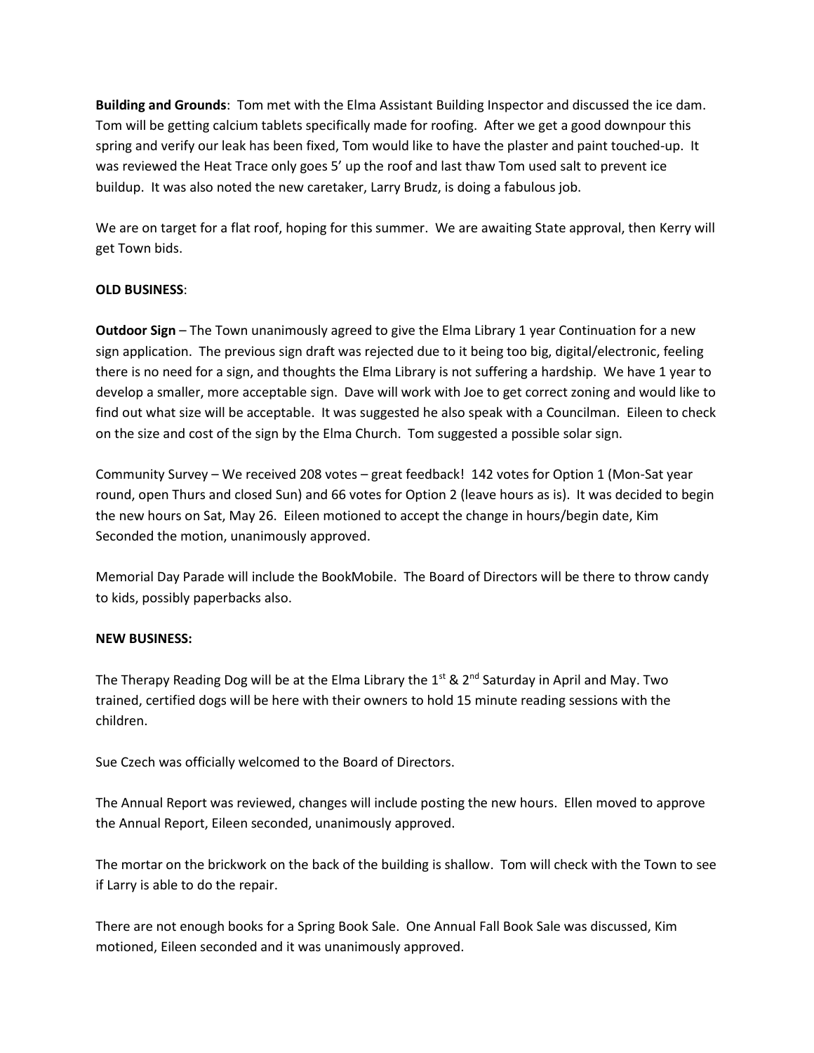**Building and Grounds**: Tom met with the Elma Assistant Building Inspector and discussed the ice dam. Tom will be getting calcium tablets specifically made for roofing. After we get a good downpour this spring and verify our leak has been fixed, Tom would like to have the plaster and paint touched-up. It was reviewed the Heat Trace only goes 5' up the roof and last thaw Tom used salt to prevent ice buildup. It was also noted the new caretaker, Larry Brudz, is doing a fabulous job.

We are on target for a flat roof, hoping for this summer. We are awaiting State approval, then Kerry will get Town bids.

**OLD BUSINESS**:

**Outdoor Sign** – The Town unanimously agreed to give the Elma Library 1 year Continuation for a new sign application. The previous sign draft was rejected due to it being too big, digital/electronic, feeling there is no need for a sign, and thoughts the Elma Library is not suffering a hardship. We have 1 year to develop a smaller, more acceptable sign. Dave will work with Joe to get correct zoning and would like to find out what size will be acceptable. It was suggested he also speak with a Councilman. Eileen to check on the size and cost of the sign by the Elma Church. Tom suggested a possible solar sign.

Community Survey – We received 208 votes – great feedback! 142 votes for Option 1 (Mon-Sat year round, open Thurs and closed Sun) and 66 votes for Option 2 (leave hours as is). It was decided to begin the new hours on Sat, May 26. Eileen motioned to accept the change in hours/begin date, Kim Seconded the motion, unanimously approved.

Memorial Day Parade will include the BookMobile. The Board of Directors will be there to throw candy to kids, possibly paperbacks also.

**NEW BUSINESS:**

The Therapy Reading Dog will be at the Elma Library the 1st & 2nd Saturday in April and May. Two trained, certified dogs will be here with their owners to hold 15 minute reading sessions with the children.

Sue Czech was officially welcomed to the Board of Directors.

The Annual Report was reviewed, changes will include posting the new hours. Ellen moved to approve the Annual Report, Eileen seconded, unanimously approved.

The mortar on the brickwork on the back of the building is shallow. Tom will check with the Town to see if Larry is able to do the repair.

There are not enough books for a Spring Book Sale. One Annual Fall Book Sale was discussed, Kim motioned, Eileen seconded and it was unanimously approved.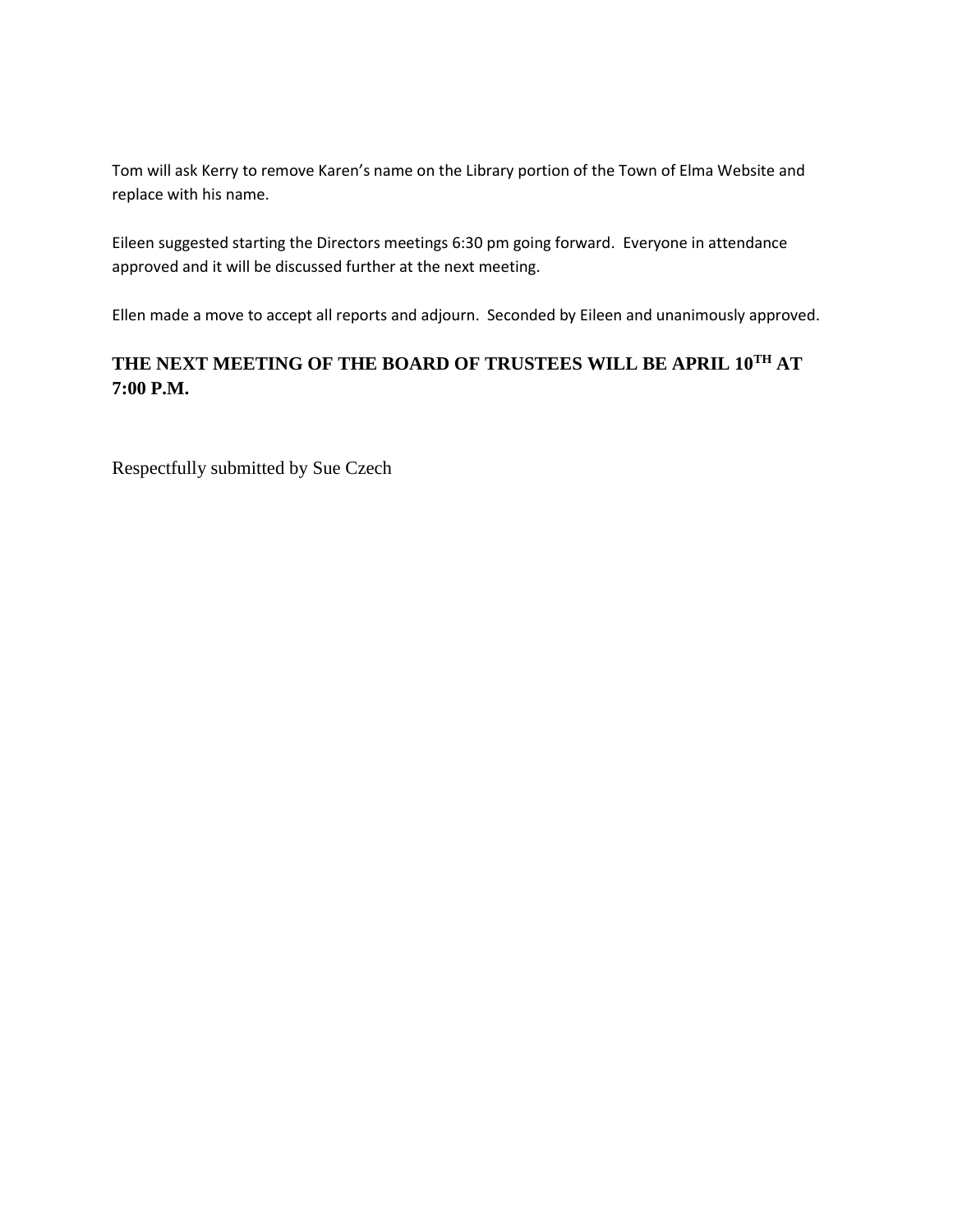Tom will ask Kerry to remove Karen's name on the Library portion of the Town of Elma Website and replace with his name.

Eileen suggested starting the Directors meetings 6:30 pm going forward. Everyone in attendance approved and it will be discussed further at the next meeting.

Ellen made a move to accept all reports and adjourn. Seconded by Eileen and unanimously approved.

**THE NEXT MEETING OF THE BOARD OF TRUSTEES WILL BE APRIL 10TH AT 7:00 P.M.**

Respectfully submitted by Sue Czech